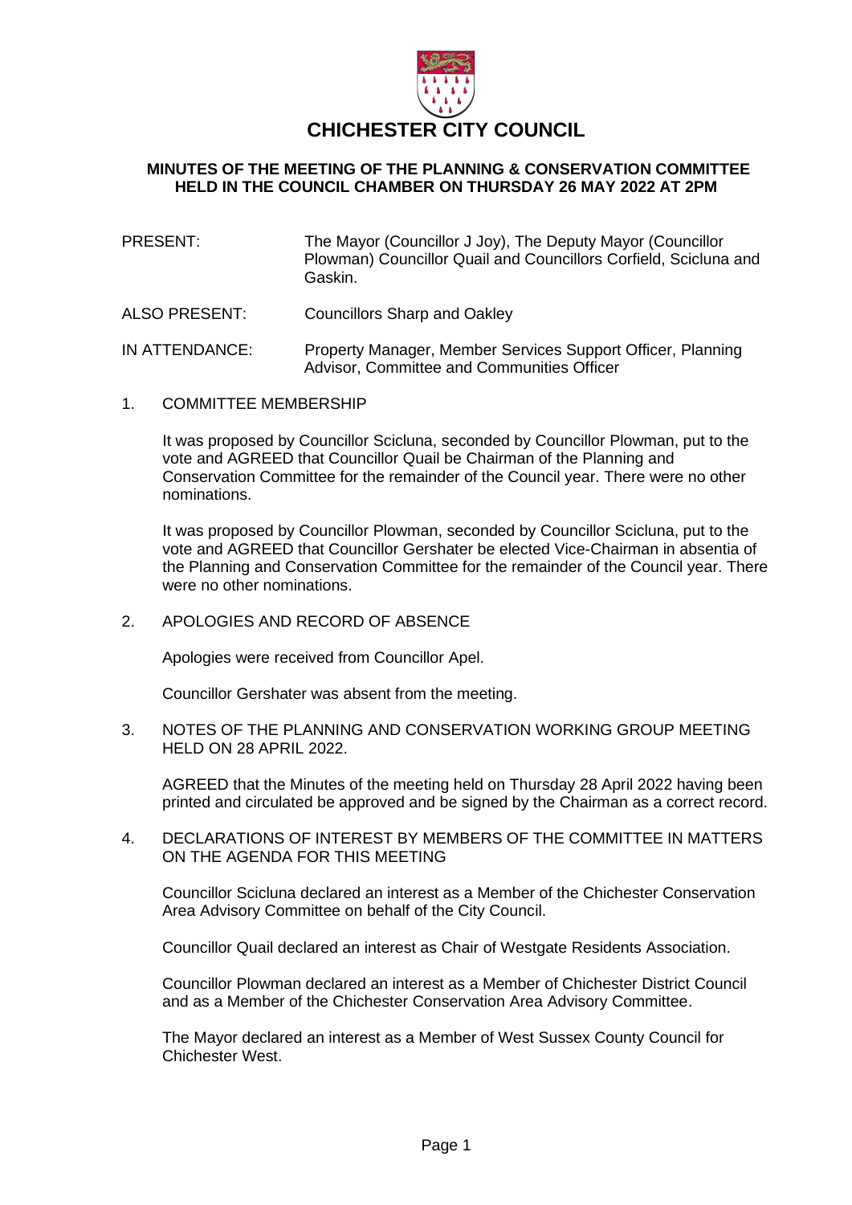# CHICHESTER CITY COUNCIL

**MINUTES OF THE MEETING OF THE PLANNING & CONSERVATION COMMITTEE HELD IN THE COUNCIL CHAMBER ON THURSDAY 26 MAY 2022 AT 2PM**

PRESENT: The Mayor (Councillor J Joy), The Deputy Mayor (Councillor Plowman) Councillor Quail and Councillors Corfield, Scicluna and Gaskin.

ALSO PRESENT: Councillors Sharp and Oakley

IN ATTENDANCE: Property Manager, Member Services Support Officer, Planning Advisor, Committee and Communities Officer

1. COMMITTEE MEMBERSHIP

   It was proposed by Councillor Scicluna, seconded by Councillor Plowman, put to the vote and AGREED that Councillor Quail be Chairman of the Planning and Conservation Committee for the remainder of the Council year. There were no other nominations.

   It was proposed by Councillor Plowman, seconded by Councillor Scicluna, put to the vote and AGREED that Councillor Gershater be elected Vice-Chairman in absentia of the Planning and Conservation Committee for the remainder of the Council year. There were no other nominations.

2. APOLOGIES AND RECORD OF ABSENCE

   Apologies were received from Councillor Apel.

   Councillor Gershater was absent from the meeting.

3. NOTES OF THE PLANNING AND CONSERVATION WORKING GROUP MEETING HELD ON 28 APRIL 2022.

   AGREED that the Minutes of the meeting held on Thursday 28 April 2022 having been printed and circulated be approved and be signed by the Chairman as a correct record.

4. DECLARATIONS OF INTEREST BY MEMBERS OF THE COMMITTEE IN MATTERS ON THE AGENDA FOR THIS MEETING

   Councillor Scicluna declared an interest as a Member of the Chichester Conservation Area Advisory Committee on behalf of the City Council.

   Councillor Quail declared an interest as Chair of Westgate Residents Association.

   Councillor Plowman declared an interest as a Member of Chichester District Council and as a Member of the Chichester Conservation Area Advisory Committee.

   The Mayor declared an interest as a Member of West Sussex County Council for Chichester West.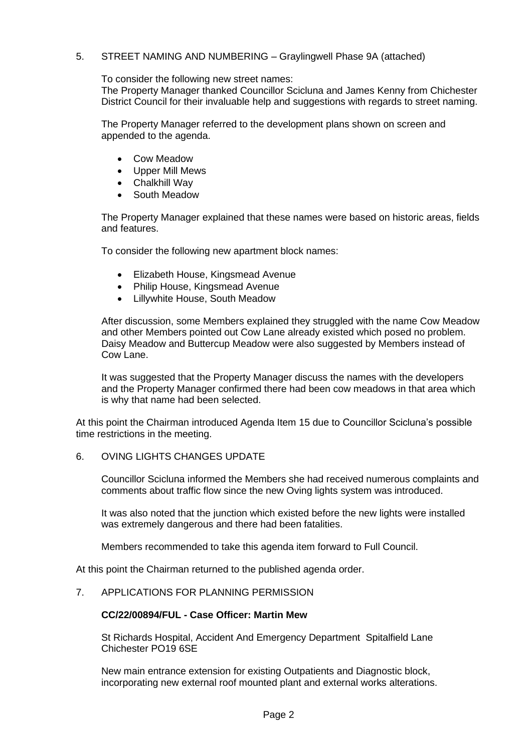5. STREET NAMING AND NUMBERING – Graylingwell Phase 9A (attached)

   To consider the following new street names:
   The Property Manager thanked Councillor Scicluna and James Kenny from Chichester District Council for their invaluable help and suggestions with regards to street naming.

   The Property Manager referred to the development plans shown on screen and appended to the agenda.

   - Cow Meadow
   - Upper Mill Mews
   - Chalkhill Way
   - South Meadow

   The Property Manager explained that these names were based on historic areas, fields and features.

   To consider the following new apartment block names:

   - Elizabeth House, Kingsmead Avenue
   - Philip House, Kingsmead Avenue
   - Lillywhite House, South Meadow

   After discussion, some Members explained they struggled with the name Cow Meadow and other Members pointed out Cow Lane already existed which posed no problem. Daisy Meadow and Buttercup Meadow were also suggested by Members instead of Cow Lane.

   It was suggested that the Property Manager discuss the names with the developers and the Property Manager confirmed there had been cow meadows in that area which is why that name had been selected.

At this point the Chairman introduced Agenda Item 15 due to Councillor Scicluna's possible time restrictions in the meeting.

6. OVING LIGHTS CHANGES UPDATE

   Councillor Scicluna informed the Members she had received numerous complaints and comments about traffic flow since the new Oving lights system was introduced.

   It was also noted that the junction which existed before the new lights were installed was extremely dangerous and there had been fatalities.

   Members recommended to take this agenda item forward to Full Council.

At this point the Chairman returned to the published agenda order.

7. APPLICATIONS FOR PLANNING PERMISSION

   **CC/22/00894/FUL - Case Officer: Martin Mew**

   St Richards Hospital, Accident And Emergency Department Spitalfield Lane Chichester PO19 6SE

   New main entrance extension for existing Outpatients and Diagnostic block, incorporating new external roof mounted plant and external works alterations.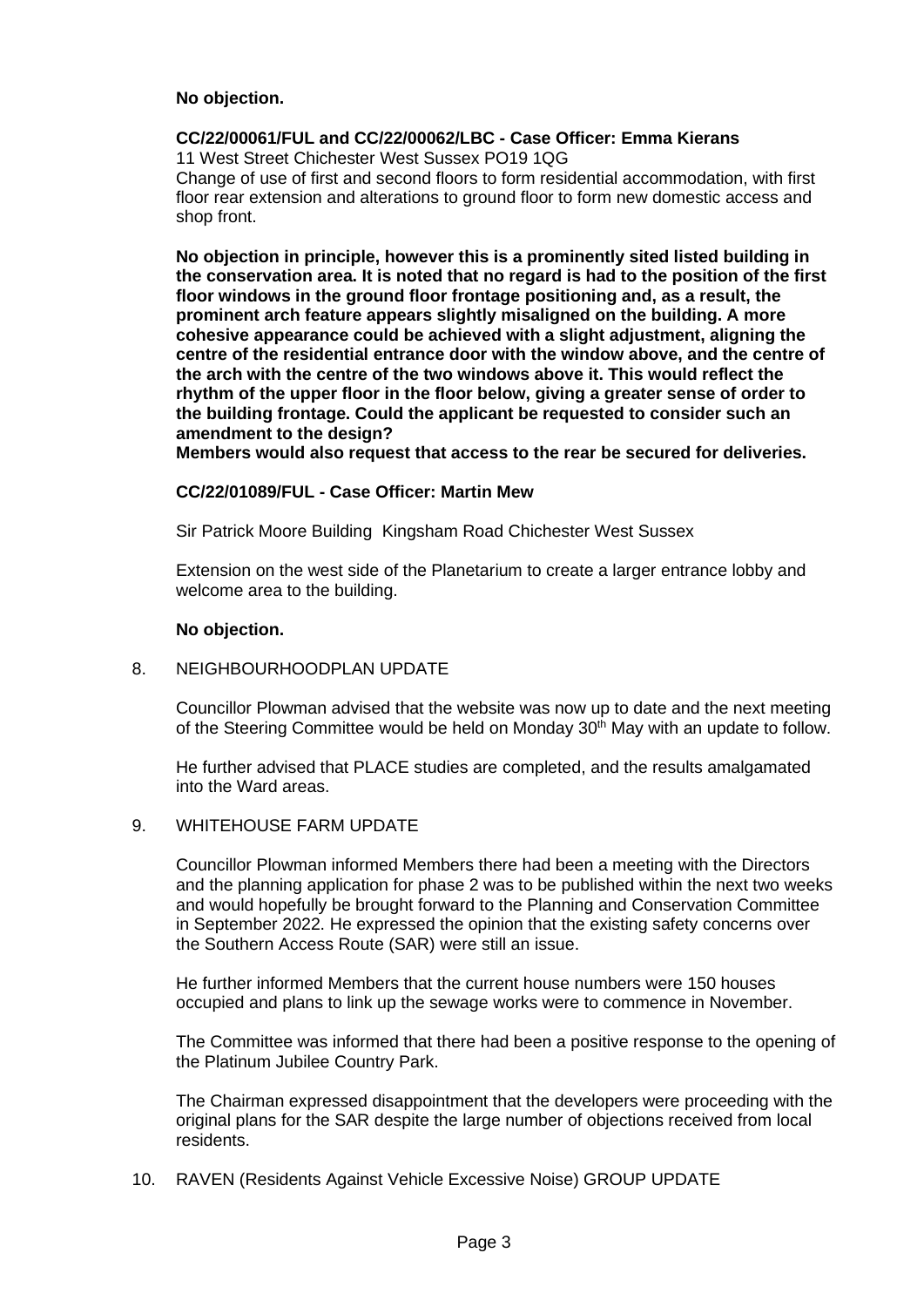**No objection.**

**CC/22/00061/FUL and CC/22/00062/LBC - Case Officer: Emma Kierans**
11 West Street Chichester West Sussex PO19 1QG
Change of use of first and second floors to form residential accommodation, with first floor rear extension and alterations to ground floor to form new domestic access and shop front.

**No objection in principle, however this is a prominently sited listed building in the conservation area. It is noted that no regard is had to the position of the first floor windows in the ground floor frontage positioning and, as a result, the prominent arch feature appears slightly misaligned on the building. A more cohesive appearance could be achieved with a slight adjustment, aligning the centre of the residential entrance door with the window above, and the centre of the arch with the centre of the two windows above it. This would reflect the rhythm of the upper floor in the floor below, giving a greater sense of order to the building frontage. Could the applicant be requested to consider such an amendment to the design?**
**Members would also request that access to the rear be secured for deliveries.**

**CC/22/01089/FUL - Case Officer: Martin Mew**

Sir Patrick Moore Building Kingsham Road Chichester West Sussex

Extension on the west side of the Planetarium to create a larger entrance lobby and welcome area to the building.

**No objection.**

8. NEIGHBOURHOODPLAN UPDATE

Councillor Plowman advised that the website was now up to date and the next meeting of the Steering Committee would be held on Monday 30th May with an update to follow.

He further advised that PLACE studies are completed, and the results amalgamated into the Ward areas.

9. WHITEHOUSE FARM UPDATE

Councillor Plowman informed Members there had been a meeting with the Directors and the planning application for phase 2 was to be published within the next two weeks and would hopefully be brought forward to the Planning and Conservation Committee in September 2022. He expressed the opinion that the existing safety concerns over the Southern Access Route (SAR) were still an issue.

He further informed Members that the current house numbers were 150 houses occupied and plans to link up the sewage works were to commence in November.

The Committee was informed that there had been a positive response to the opening of the Platinum Jubilee Country Park.

The Chairman expressed disappointment that the developers were proceeding with the original plans for the SAR despite the large number of objections received from local residents.

10. RAVEN (Residents Against Vehicle Excessive Noise) GROUP UPDATE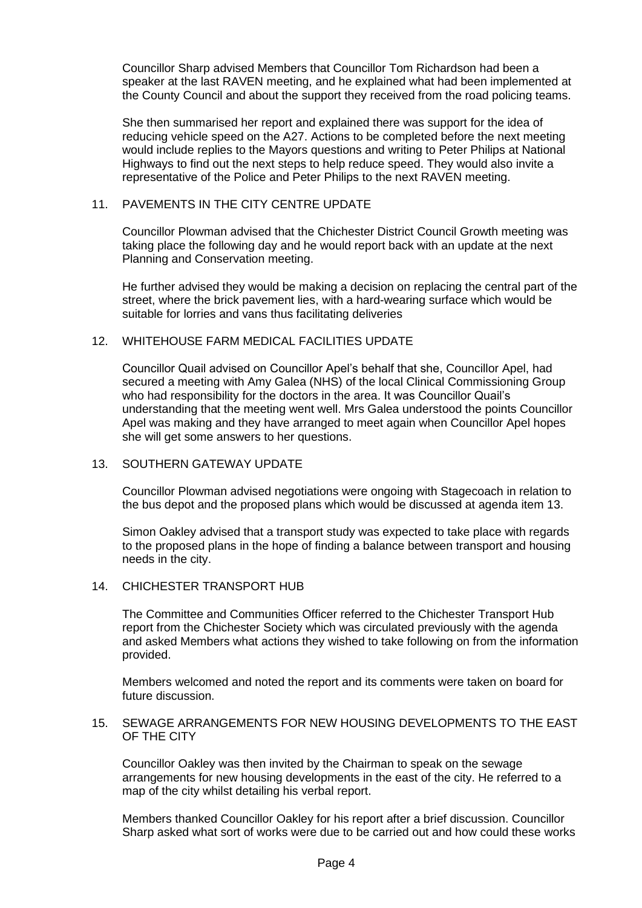Councillor Sharp advised Members that Councillor Tom Richardson had been a speaker at the last RAVEN meeting, and he explained what had been implemented at the County Council and about the support they received from the road policing teams.

She then summarised her report and explained there was support for the idea of reducing vehicle speed on the A27. Actions to be completed before the next meeting would include replies to the Mayors questions and writing to Peter Philips at National Highways to find out the next steps to help reduce speed. They would also invite a representative of the Police and Peter Philips to the next RAVEN meeting.

## 11. PAVEMENTS IN THE CITY CENTRE UPDATE

Councillor Plowman advised that the Chichester District Council Growth meeting was taking place the following day and he would report back with an update at the next Planning and Conservation meeting.

He further advised they would be making a decision on replacing the central part of the street, where the brick pavement lies, with a hard-wearing surface which would be suitable for lorries and vans thus facilitating deliveries

## 12. WHITEHOUSE FARM MEDICAL FACILITIES UPDATE

Councillor Quail advised on Councillor Apel's behalf that she, Councillor Apel, had secured a meeting with Amy Galea (NHS) of the local Clinical Commissioning Group who had responsibility for the doctors in the area. It was Councillor Quail's understanding that the meeting went well. Mrs Galea understood the points Councillor Apel was making and they have arranged to meet again when Councillor Apel hopes she will get some answers to her questions.

## 13. SOUTHERN GATEWAY UPDATE

Councillor Plowman advised negotiations were ongoing with Stagecoach in relation to the bus depot and the proposed plans which would be discussed at agenda item 13.

Simon Oakley advised that a transport study was expected to take place with regards to the proposed plans in the hope of finding a balance between transport and housing needs in the city.

## 14. CHICHESTER TRANSPORT HUB

The Committee and Communities Officer referred to the Chichester Transport Hub report from the Chichester Society which was circulated previously with the agenda and asked Members what actions they wished to take following on from the information provided.

Members welcomed and noted the report and its comments were taken on board for future discussion.

## 15. SEWAGE ARRANGEMENTS FOR NEW HOUSING DEVELOPMENTS TO THE EAST OF THE CITY

Councillor Oakley was then invited by the Chairman to speak on the sewage arrangements for new housing developments in the east of the city. He referred to a map of the city whilst detailing his verbal report.

Members thanked Councillor Oakley for his report after a brief discussion. Councillor Sharp asked what sort of works were due to be carried out and how could these works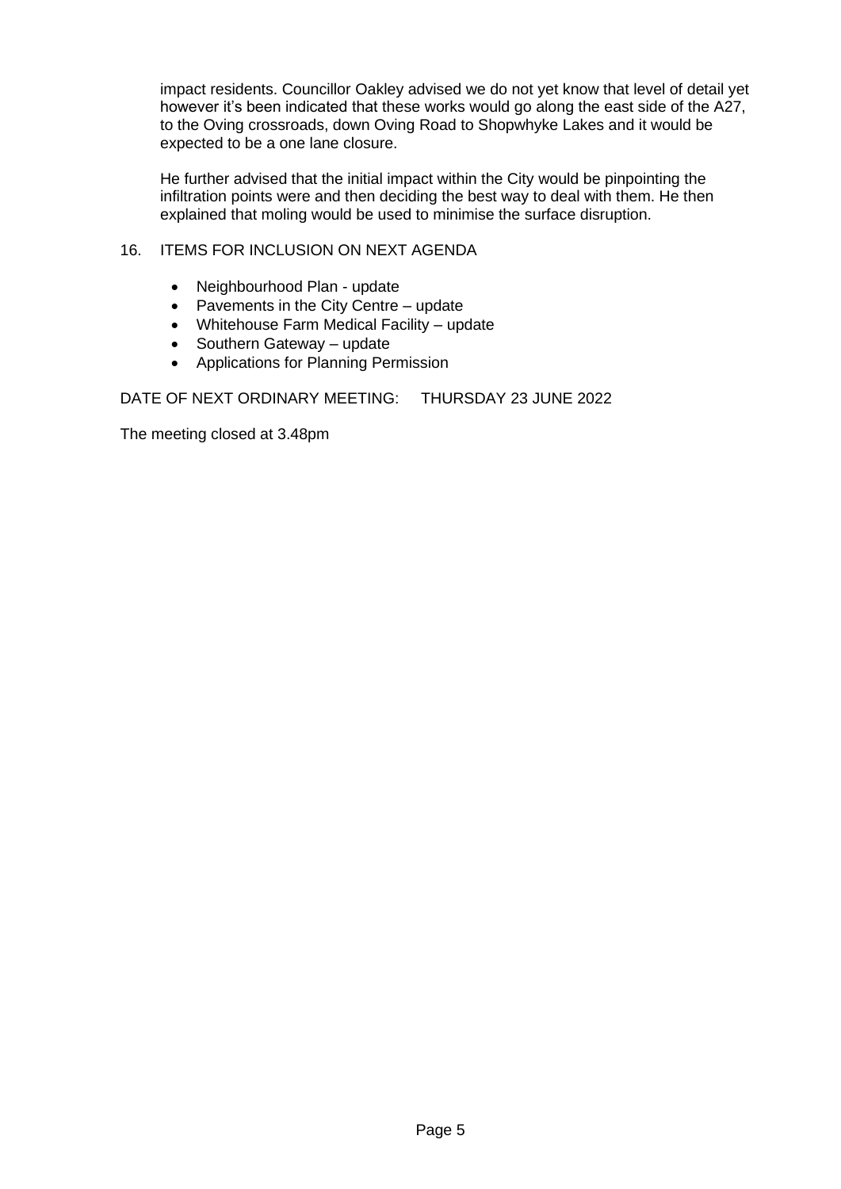impact residents. Councillor Oakley advised we do not yet know that level of detail yet however it's been indicated that these works would go along the east side of the A27, to the Oving crossroads, down Oving Road to Shopwhyke Lakes and it would be expected to be a one lane closure.

He further advised that the initial impact within the City would be pinpointing the infiltration points were and then deciding the best way to deal with them. He then explained that moling would be used to minimise the surface disruption.

16. ITEMS FOR INCLUSION ON NEXT AGENDA

- Neighbourhood Plan - update
- Pavements in the City Centre – update
- Whitehouse Farm Medical Facility – update
- Southern Gateway – update
- Applications for Planning Permission

DATE OF NEXT ORDINARY MEETING: THURSDAY 23 JUNE 2022

The meeting closed at 3.48pm